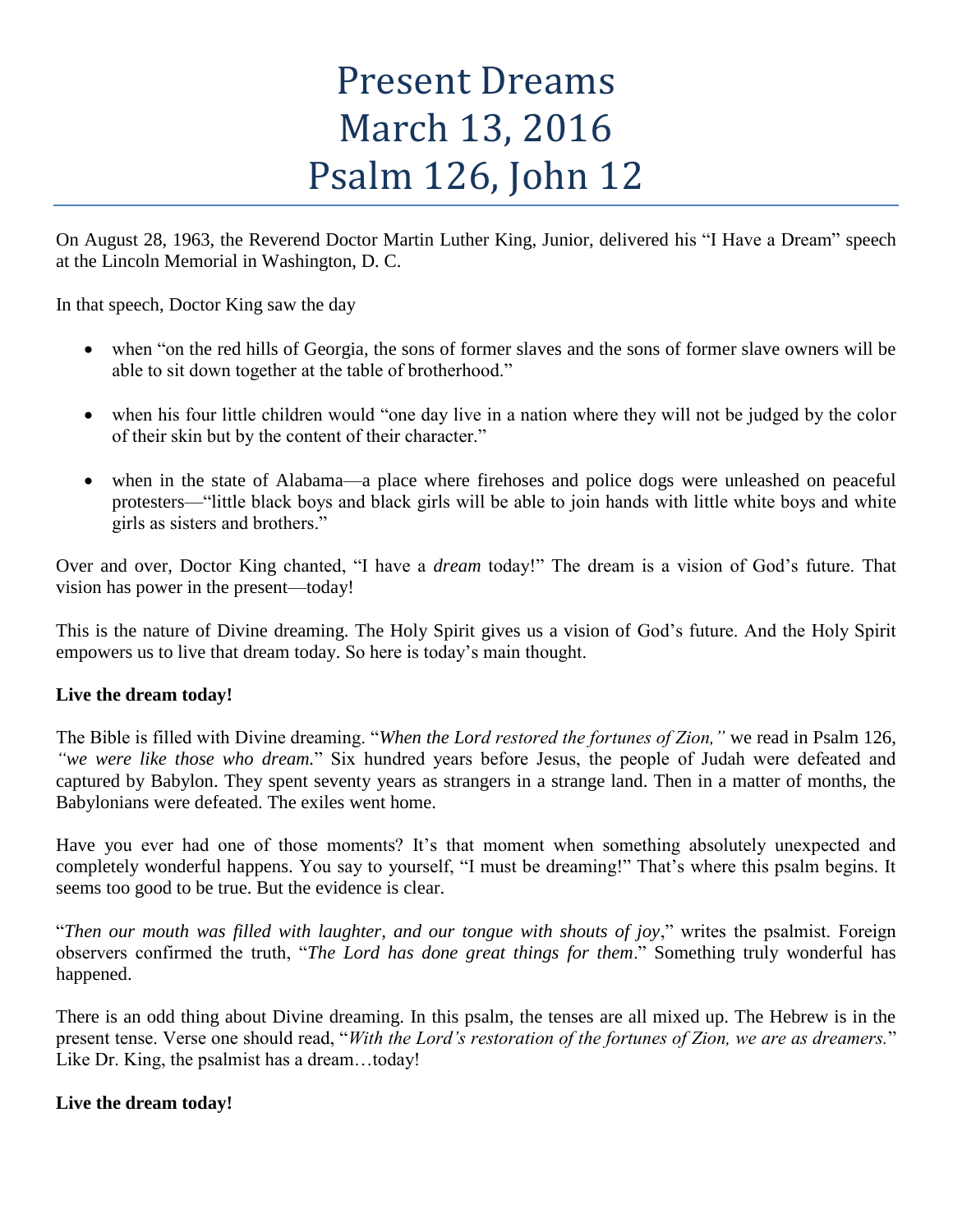# Present Dreams
# March 13, 2016
# Psalm 126, John 12

On August 28, 1963, the Reverend Doctor Martin Luther King, Junior, delivered his "I Have a Dream" speech at the Lincoln Memorial in Washington, D. C.

In that speech, Doctor King saw the day

- when "on the red hills of Georgia, the sons of former slaves and the sons of former slave owners will be able to sit down together at the table of brotherhood."
- when his four little children would "one day live in a nation where they will not be judged by the color of their skin but by the content of their character."
- when in the state of Alabama—a place where firehoses and police dogs were unleashed on peaceful protesters—"little black boys and black girls will be able to join hands with little white boys and white girls as sisters and brothers."

Over and over, Doctor King chanted, "I have a *dream* today!" The dream is a vision of God's future. That vision has power in the present—today!

This is the nature of Divine dreaming. The Holy Spirit gives us a vision of God's future. And the Holy Spirit empowers us to live that dream today. So here is today's main thought.

**Live the dream today!**

The Bible is filled with Divine dreaming. "*When the Lord restored the fortunes of Zion,"* we read in Psalm 126, *"we were like those who dream.*" Six hundred years before Jesus, the people of Judah were defeated and captured by Babylon. They spent seventy years as strangers in a strange land. Then in a matter of months, the Babylonians were defeated. The exiles went home.

Have you ever had one of those moments? It's that moment when something absolutely unexpected and completely wonderful happens. You say to yourself, "I must be dreaming!" That's where this psalm begins. It seems too good to be true. But the evidence is clear.

"*Then our mouth was filled with laughter, and our tongue with shouts of joy*," writes the psalmist. Foreign observers confirmed the truth, "*The Lord has done great things for them*." Something truly wonderful has happened.

There is an odd thing about Divine dreaming. In this psalm, the tenses are all mixed up. The Hebrew is in the present tense. Verse one should read, "*With the Lord's restoration of the fortunes of Zion, we are as dreamers.*" Like Dr. King, the psalmist has a dream…today!

**Live the dream today!**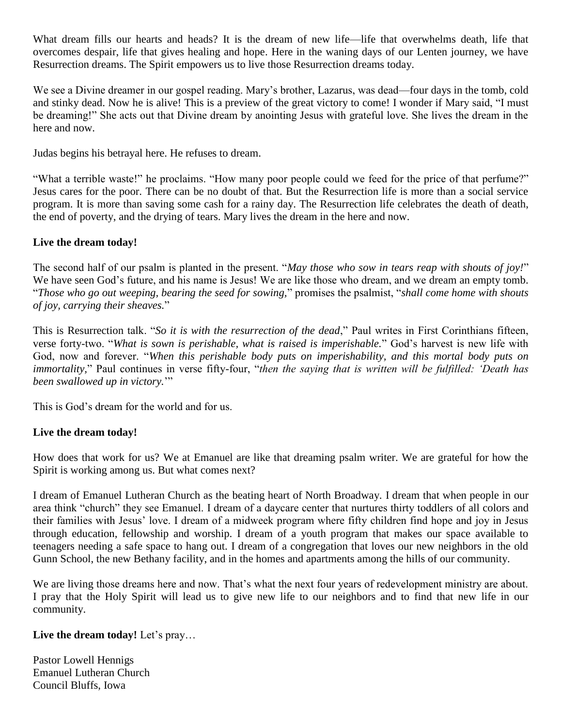What dream fills our hearts and heads? It is the dream of new life—life that overwhelms death, life that overcomes despair, life that gives healing and hope. Here in the waning days of our Lenten journey, we have Resurrection dreams. The Spirit empowers us to live those Resurrection dreams today.

We see a Divine dreamer in our gospel reading. Mary's brother, Lazarus, was dead—four days in the tomb, cold and stinky dead. Now he is alive! This is a preview of the great victory to come! I wonder if Mary said, "I must be dreaming!" She acts out that Divine dream by anointing Jesus with grateful love. She lives the dream in the here and now.

Judas begins his betrayal here. He refuses to dream.

"What a terrible waste!" he proclaims. "How many poor people could we feed for the price of that perfume?" Jesus cares for the poor. There can be no doubt of that. But the Resurrection life is more than a social service program. It is more than saving some cash for a rainy day. The Resurrection life celebrates the death of death, the end of poverty, and the drying of tears. Mary lives the dream in the here and now.

**Live the dream today!**

The second half of our psalm is planted in the present. "*May those who sow in tears reap with shouts of joy!*" We have seen God's future, and his name is Jesus! We are like those who dream, and we dream an empty tomb. "*Those who go out weeping, bearing the seed for sowing,*" promises the psalmist, "*shall come home with shouts of joy, carrying their sheaves.*"

This is Resurrection talk. "*So it is with the resurrection of the dead*," Paul writes in First Corinthians fifteen, verse forty-two. "*What is sown is perishable, what is raised is imperishable.*" God's harvest is new life with God, now and forever. "*When this perishable body puts on imperishability, and this mortal body puts on immortality,*" Paul continues in verse fifty-four, "*then the saying that is written will be fulfilled: 'Death has been swallowed up in victory.'*"

This is God's dream for the world and for us.

**Live the dream today!**

How does that work for us? We at Emanuel are like that dreaming psalm writer. We are grateful for how the Spirit is working among us. But what comes next?

I dream of Emanuel Lutheran Church as the beating heart of North Broadway. I dream that when people in our area think "church" they see Emanuel. I dream of a daycare center that nurtures thirty toddlers of all colors and their families with Jesus' love. I dream of a midweek program where fifty children find hope and joy in Jesus through education, fellowship and worship. I dream of a youth program that makes our space available to teenagers needing a safe space to hang out. I dream of a congregation that loves our new neighbors in the old Gunn School, the new Bethany facility, and in the homes and apartments among the hills of our community.

We are living those dreams here and now. That's what the next four years of redevelopment ministry are about. I pray that the Holy Spirit will lead us to give new life to our neighbors and to find that new life in our community.

**Live the dream today!** Let's pray…

Pastor Lowell Hennigs  
Emanuel Lutheran Church  
Council Bluffs, Iowa